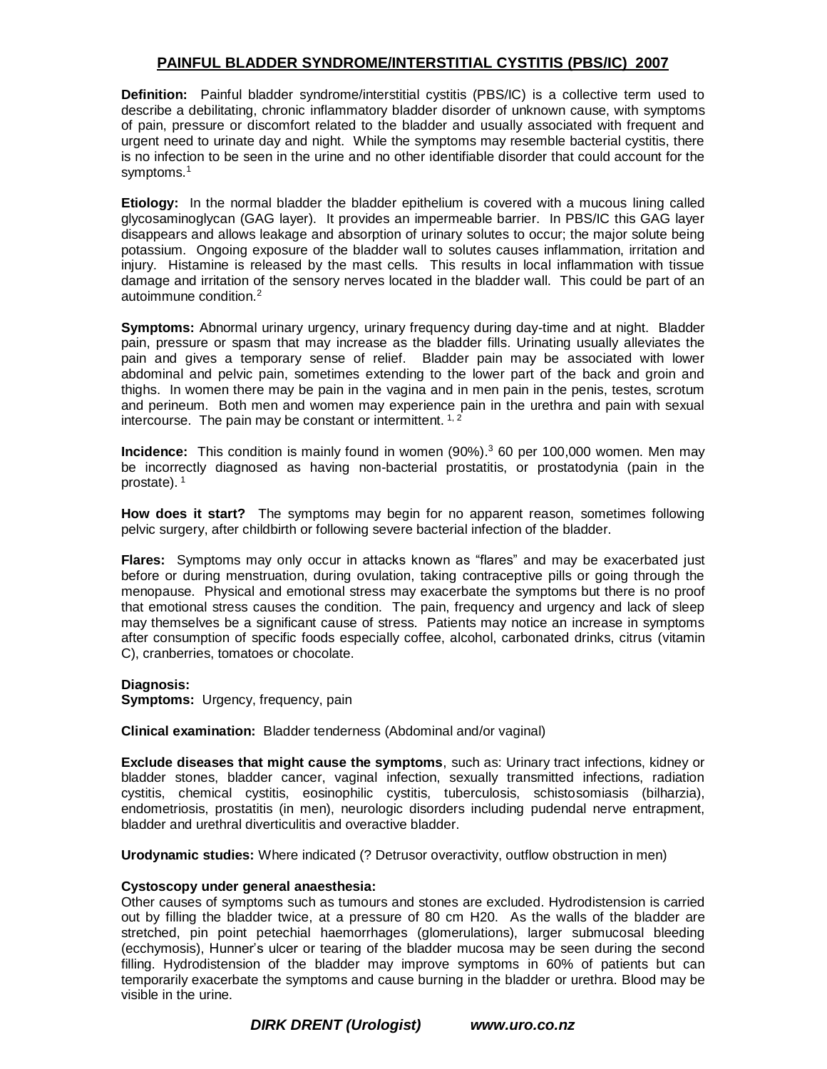# PAINFUL BLADDER SYNDROME/INTERSTITIAL CYSTITIS (PBS/IC) 2007

**Definition:** Painful bladder syndrome/interstitial cystitis (PBS/IC) is a collective term used to describe a debilitating, chronic inflammatory bladder disorder of unknown cause, with symptoms of pain, pressure or discomfort related to the bladder and usually associated with frequent and urgent need to urinate day and night. While the symptoms may resemble bacterial cystitis, there is no infection to be seen in the urine and no other identifiable disorder that could account for the symptoms.[1]

**Etiology:** In the normal bladder the bladder epithelium is covered with a mucous lining called glycosaminoglycan (GAG layer). It provides an impermeable barrier. In PBS/IC this GAG layer disappears and allows leakage and absorption of urinary solutes to occur; the major solute being potassium. Ongoing exposure of the bladder wall to solutes causes inflammation, irritation and injury. Histamine is released by the mast cells. This results in local inflammation with tissue damage and irritation of the sensory nerves located in the bladder wall. This could be part of an autoimmune condition.[2]

**Symptoms:** Abnormal urinary urgency, urinary frequency during day-time and at night. Bladder pain, pressure or spasm that may increase as the bladder fills. Urinating usually alleviates the pain and gives a temporary sense of relief. Bladder pain may be associated with lower abdominal and pelvic pain, sometimes extending to the lower part of the back and groin and thighs. In women there may be pain in the vagina and in men pain in the penis, testes, scrotum and perineum. Both men and women may experience pain in the urethra and pain with sexual intercourse. The pain may be constant or intermittent. [1, 2]

**Incidence:** This condition is mainly found in women (90%).[3] 60 per 100,000 women. Men may be incorrectly diagnosed as having non-bacterial prostatitis, or prostatodynia (pain in the prostate). [1]

**How does it start?** The symptoms may begin for no apparent reason, sometimes following pelvic surgery, after childbirth or following severe bacterial infection of the bladder.

**Flares:** Symptoms may only occur in attacks known as "flares" and may be exacerbated just before or during menstruation, during ovulation, taking contraceptive pills or going through the menopause. Physical and emotional stress may exacerbate the symptoms but there is no proof that emotional stress causes the condition. The pain, frequency and urgency and lack of sleep may themselves be a significant cause of stress. Patients may notice an increase in symptoms after consumption of specific foods especially coffee, alcohol, carbonated drinks, citrus (vitamin C), cranberries, tomatoes or chocolate.

**Diagnosis:**

**Symptoms:** Urgency, frequency, pain

**Clinical examination:** Bladder tenderness (Abdominal and/or vaginal)

**Exclude diseases that might cause the symptoms**, such as: Urinary tract infections, kidney or bladder stones, bladder cancer, vaginal infection, sexually transmitted infections, radiation cystitis, chemical cystitis, eosinophilic cystitis, tuberculosis, schistosomiasis (bilharzia), endometriosis, prostatitis (in men), neurologic disorders including pudendal nerve entrapment, bladder and urethral diverticulitis and overactive bladder.

**Urodynamic studies:** Where indicated (? Detrusor overactivity, outflow obstruction in men)

**Cystoscopy under general anaesthesia:**
Other causes of symptoms such as tumours and stones are excluded. Hydrodistension is carried out by filling the bladder twice, at a pressure of 80 cm H20. As the walls of the bladder are stretched, pin point petechial haemorrhages (glomerulations), larger submucosal bleeding (ecchymosis), Hunner's ulcer or tearing of the bladder mucosa may be seen during the second filling. Hydrodistension of the bladder may improve symptoms in 60% of patients but can temporarily exacerbate the symptoms and cause burning in the bladder or urethra. Blood may be visible in the urine.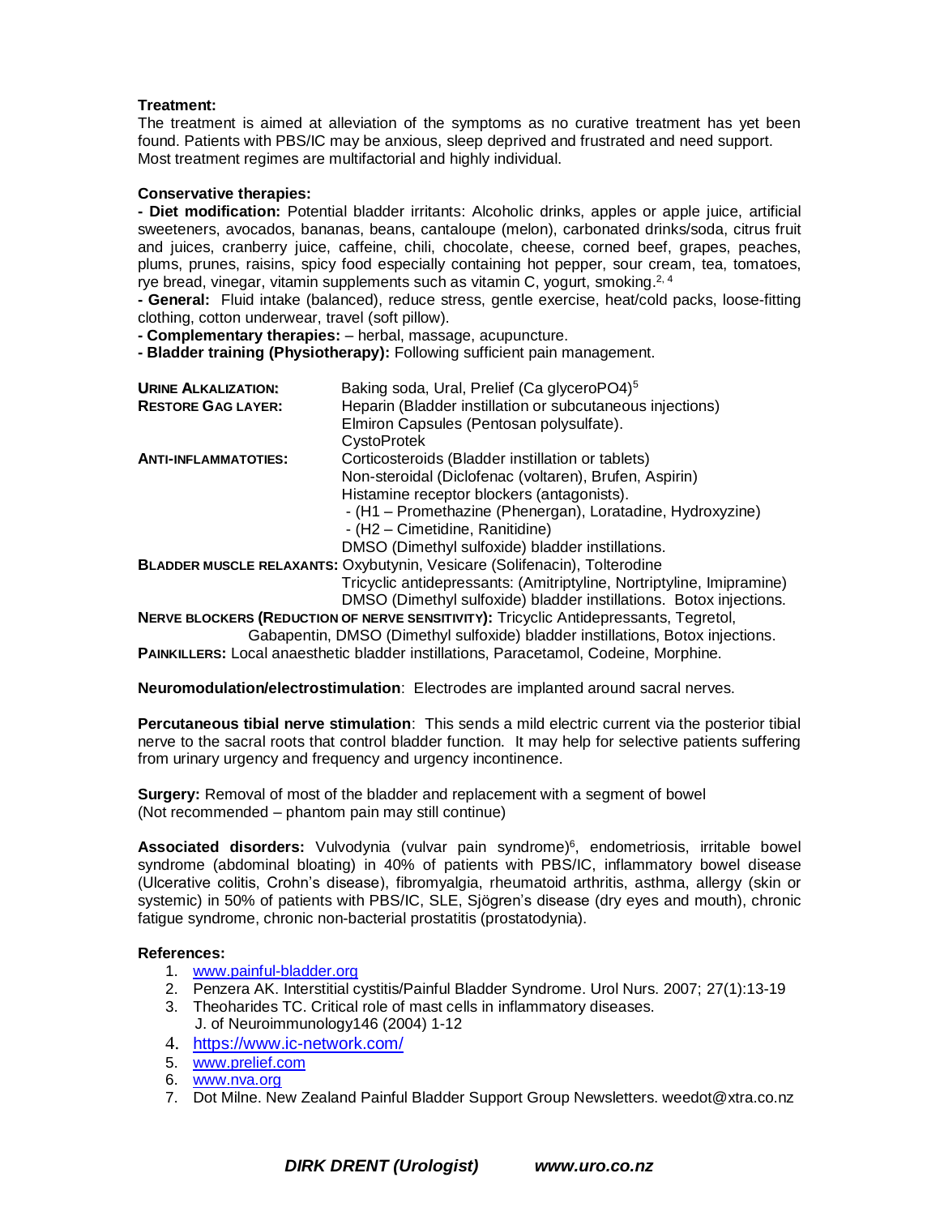**Treatment:**

The treatment is aimed at alleviation of the symptoms as no curative treatment has yet been found. Patients with PBS/IC may be anxious, sleep deprived and frustrated and need support. Most treatment regimes are multifactorial and highly individual.

**Conservative therapies:**

**- Diet modification:** Potential bladder irritants: Alcoholic drinks, apples or apple juice, artificial sweeteners, avocados, bananas, beans, cantaloupe (melon), carbonated drinks/soda, citrus fruit and juices, cranberry juice, caffeine, chili, chocolate, cheese, corned beef, grapes, peaches, plums, prunes, raisins, spicy food especially containing hot pepper, sour cream, tea, tomatoes, rye bread, vinegar, vitamin supplements such as vitamin C, yogurt, smoking.[2, 4]

**- General:** Fluid intake (balanced), reduce stress, gentle exercise, heat/cold packs, loose-fitting clothing, cotton underwear, travel (soft pillow).

**- Complementary therapies:** – herbal, massage, acupuncture.

**- Bladder training (Physiotherapy):** Following sufficient pain management.

| | |
|---|---|
| **URINE ALKALIZATION:** | Baking soda, Ural, Prelief (Ca glyceroPO4)[5] |
| **RESTORE GAG LAYER:** | Heparin (Bladder instillation or subcutaneous injections)<br>Elmiron Capsules (Pentosan polysulfate).<br>CystoProtek |
| **ANTI-INFLAMMATOTIES:** | Corticosteroids (Bladder instillation or tablets)<br>Non-steroidal (Diclofenac (voltaren), Brufen, Aspirin)<br>Histamine receptor blockers (antagonists).<br>- (H1 – Promethazine (Phenergan), Loratadine, Hydroxyzine)<br>- (H2 – Cimetidine, Ranitidine)<br>DMSO (Dimethyl sulfoxide) bladder installations. |
| **BLADDER MUSCLE RELAXANTS:** | Oxybutynin, Vesicare (Solifenacin), Tolterodine<br>Tricyclic antidepressants: (Amitriptyline, Nortriptyline, Imipramine)<br>DMSO (Dimethyl sulfoxide) bladder installations. Botox injections. |

**NERVE BLOCKERS (REDUCTION OF NERVE SENSITIVITY):** Tricyclic Antidepressants, Tegretol, Gabapentin, DMSO (Dimethyl sulfoxide) bladder installations, Botox injections.

**PAINKILLERS:** Local anaesthetic bladder instillations, Paracetamol, Codeine, Morphine.

**Neuromodulation/electrostimulation**: Electrodes are implanted around sacral nerves.

**Percutaneous tibial nerve stimulation**: This sends a mild electric current via the posterior tibial nerve to the sacral roots that control bladder function. It may help for selective patients suffering from urinary urgency and frequency and urgency incontinence.

**Surgery:** Removal of most of the bladder and replacement with a segment of bowel (Not recommended – phantom pain may still continue)

**Associated disorders:** Vulvodynia (vulvar pain syndrome)[6], endometriosis, irritable bowel syndrome (abdominal bloating) in 40% of patients with PBS/IC, inflammatory bowel disease (Ulcerative colitis, Crohn's disease), fibromyalgia, rheumatoid arthritis, asthma, allergy (skin or systemic) in 50% of patients with PBS/IC, SLE, Sjögren's disease (dry eyes and mouth), chronic fatigue syndrome, chronic non-bacterial prostatitis (prostatodynia).

**References:**

1. www.painful-bladder.org
2. Penzera AK. Interstitial cystitis/Painful Bladder Syndrome. Urol Nurs. 2007; 27(1):13-19
3. Theoharides TC. Critical role of mast cells in inflammatory diseases. J. of Neuroimmunology146 (2004) 1-12
4. https://www.ic-network.com/
5. www.prelief.com
6. www.nva.org
7. Dot Milne. New Zealand Painful Bladder Support Group Newsletters. weedot@xtra.co.nz

***DIRK DRENT (Urologist) www.uro.co.nz***